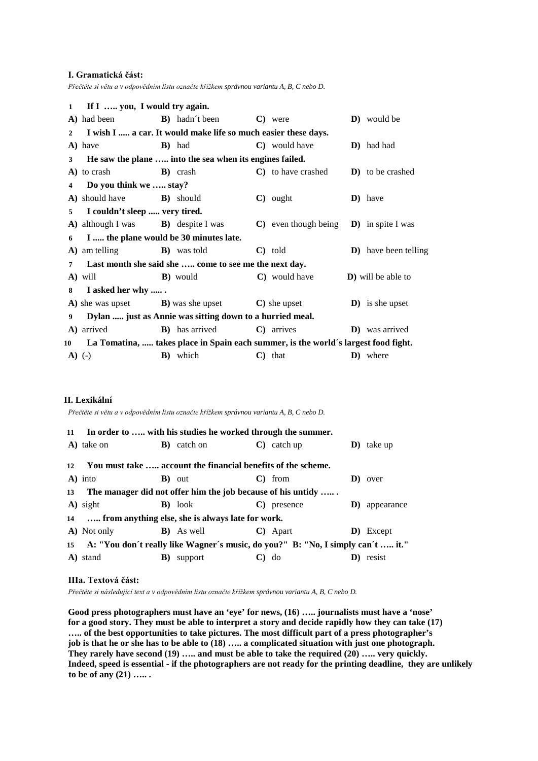### I. Gramatická část:

*Přečtěte si větu a v odpovědním listu označte křížkem správnou variantu A, B, C nebo D.*

**1 If I ….. you, I would try again.**

**A)** had been **B)** hadn´t been **C)** were **D)** would be

**2 I wish I ..... a car. It would make life so much easier these days.**

**A)** have **B)** had **C)** would have **D)** had had

**3 He saw the plane ….. into the sea when its engines failed.**

**A)** to crash **B)** crash **C)** to have crashed **D)** to be crashed

**4 Do you think we ….. stay?**

**A)** should have **B)** should **C)** ought **D)** have

**5 I couldn't sleep ..... very tired.**

**A)** although I was **B)** despite I was **C)** even though being **D)** in spite I was

**6 I ..... the plane would be 30 minutes late.**

**A)** am telling **B)** was told **C)** told **D)** have been telling

**7 Last month she said she ….. come to see me the next day.**

**A)** will **B)** would **C)** would have **D)** will be able to

**8 I asked her why ..... .**

**A)** she was upset **B)** was she upset **C)** she upset **D)** is she upset

**9 Dylan ..... just as Annie was sitting down to a hurried meal.**

**A)** arrived **B)** has arrived **C)** arrives **D)** was arrived

**10 La Tomatina, ..... takes place in Spain each summer, is the world´s largest food fight.**

**A)** (-) **B)** which **C)** that **D)** where

### II. Lexikální

*Přečtěte si větu a v odpovědním listu označte křížkem správnou variantu A, B, C nebo D.*

**11 In order to ….. with his studies he worked through the summer.**

**A)** take on **B)** catch on **C)** catch up **D)** take up

**12 You must take ….. account the financial benefits of the scheme.**

**A)** into **B)** out **C)** from **D)** over

**13 The manager did not offer him the job because of his untidy ….. .**

**A)** sight **B)** look **C)** presence **D)** appearance

**14 ….. from anything else, she is always late for work.**

**A)** Not only **B)** As well **C)** Apart **D)** Except

**15 A: "You don´t really like Wagner´s music, do you?" B: "No, I simply can´t ….. it."**

**A)** stand **B)** support **C)** do **D)** resist

### IIIa. Textová část:

*Přečtěte si následující text a v odpovědním listu označte křížkem správnou variantu A, B, C nebo D.*

**Good press photographers must have an 'eye' for news, (16) ….. journalists must have a 'nose' for a good story. They must be able to interpret a story and decide rapidly how they can take (17) ….. of the best opportunities to take pictures. The most difficult part of a press photographer's job is that he or she has to be able to (18) ….. a complicated situation with just one photograph. They rarely have second (19) ….. and must be able to take the required (20) ….. very quickly. Indeed, speed is essential - if the photographers are not ready for the printing deadline, they are unlikely to be of any (21) ….. .**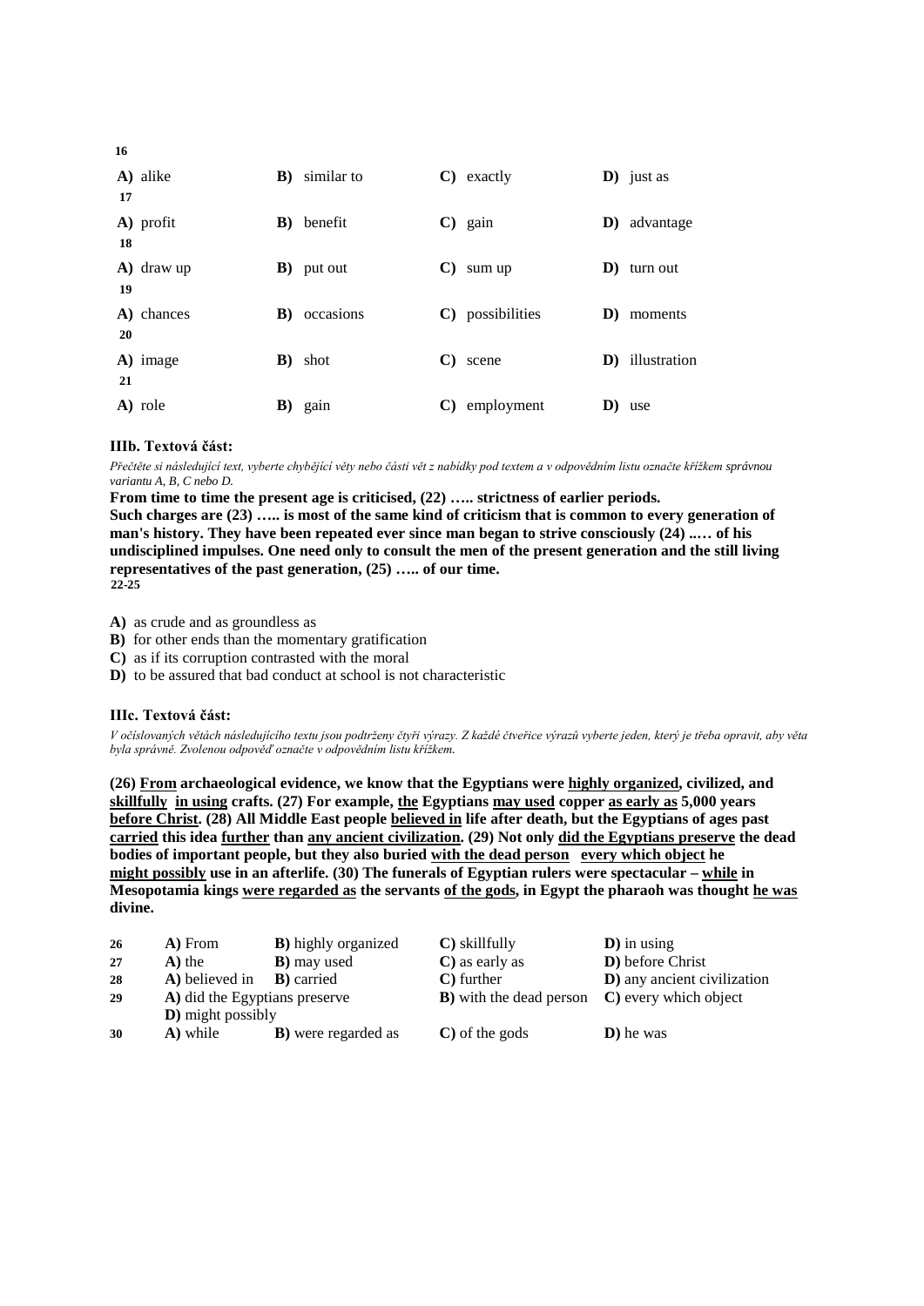**16**

| | | | |
|---|---|---|---|
| **A)** alike | **B)** similar to | **C)** exactly | **D)** just as |

**17**

| | | | |
|---|---|---|---|
| **A)** profit | **B)** benefit | **C)** gain | **D)** advantage |

**18**

| | | | |
|---|---|---|---|
| **A)** draw up | **B)** put out | **C)** sum up | **D)** turn out |

**19**

| | | | |
|---|---|---|---|
| **A)** chances | **B)** occasions | **C)** possibilities | **D)** moments |

**20**

| | | | |
|---|---|---|---|
| **A)** image | **B)** shot | **C)** scene | **D)** illustration |

**21**

| | | | |
|---|---|---|---|
| **A)** role | **B)** gain | **C)** employment | **D)** use |

### IIIb. Textová část:

*Přečtěte si následující text, vyberte chybějící věty nebo části vět z nabídky pod textem a v odpovědním listu označte křížkem správnou variantu A, B, C nebo D.*

**From time to time the present age is criticised, (22) ….. strictness of earlier periods. Such charges are (23) ….. is most of the same kind of criticism that is common to every generation of man's history. They have been repeated ever since man began to strive consciously (24) ..… of his undisciplined impulses. One need only to consult the men of the present generation and the still living representatives of the past generation, (25) ….. of our time.**

**22-25**

- **A)** as crude and as groundless as
- **B)** for other ends than the momentary gratification
- **C)** as if its corruption contrasted with the moral
- **D)** to be assured that bad conduct at school is not characteristic

### IIIc. Textová část:

*V očíslovaných větách následujícího textu jsou podtrženy čtyři výrazy. Z každé čtveřice výrazů vyberte jeden, který je třeba opravit, aby věta byla správně. Zvolenou odpověď označte v odpovědním listu křížkem.*

**(26) <u>From</u> archaeological evidence, we know that the Egyptians were <u>highly organized</u>, civilized, and <u>skillfully</u> <u>in using</u> crafts. (27) For example, <u>the</u> Egyptians <u>may used</u> copper <u>as early as</u> 5,000 years <u>before Christ</u>. (28) All Middle East people <u>believed in</u> life after death, but the Egyptians of ages past <u>carried</u> this idea <u>further</u> than <u>any ancient civilization</u>. (29) Not only <u>did the Egyptians preserve</u> the dead bodies of important people, but they also buried <u>with the dead person</u> <u>every which object</u> he <u>might possibly</u> use in an afterlife. (30) The funerals of Egyptian rulers were spectacular – <u>while</u> in Mesopotamia kings <u>were regarded as</u> the servants <u>of the gods</u>, in Egypt the pharaoh was thought <u>he was</u> divine.**

| | | | | |
|---|---|---|---|---|
| **26** | **A)** From | **B)** highly organized | **C)** skillfully | **D)** in using |
| **27** | **A)** the | **B)** may used | **C)** as early as | **D)** before Christ |
| **28** | **A)** believed in | **B)** carried | **C)** further | **D)** any ancient civilization |
| **29** | **A)** did the Egyptians preserve | **B)** with the dead person | **C)** every which object | **D)** might possibly |
| **30** | **A)** while | **B)** were regarded as | **C)** of the gods | **D)** he was |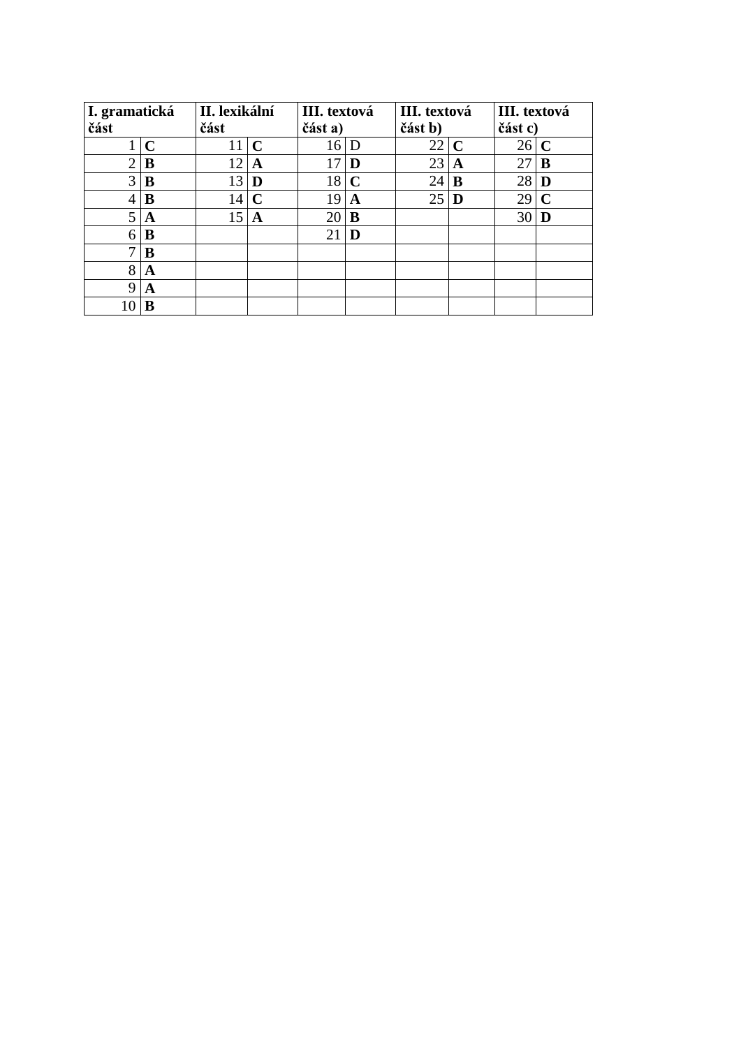| I. gramatická část | | II. lexikální část | | III. textová část a) | | III. textová část b) | | III. textová část c) | |
|---|---|---|---|---|---|---|---|---|---|
| 1 | **C** | 11 | **C** | 16 | D | 22 | **C** | 26 | **C** |
| 2 | **B** | 12 | **A** | 17 | **D** | 23 | **A** | 27 | **B** |
| 3 | **B** | 13 | **D** | 18 | **C** | 24 | **B** | 28 | **D** |
| 4 | **B** | 14 | **C** | 19 | **A** | 25 | **D** | 29 | **C** |
| 5 | **A** | 15 | **A** | 20 | **B** | | | 30 | **D** |
| 6 | **B** | | | 21 | **D** | | | | |
| 7 | **B** | | | | | | | | |
| 8 | **A** | | | | | | | | |
| 9 | **A** | | | | | | | | |
| 10 | **B** | | | | | | | | |